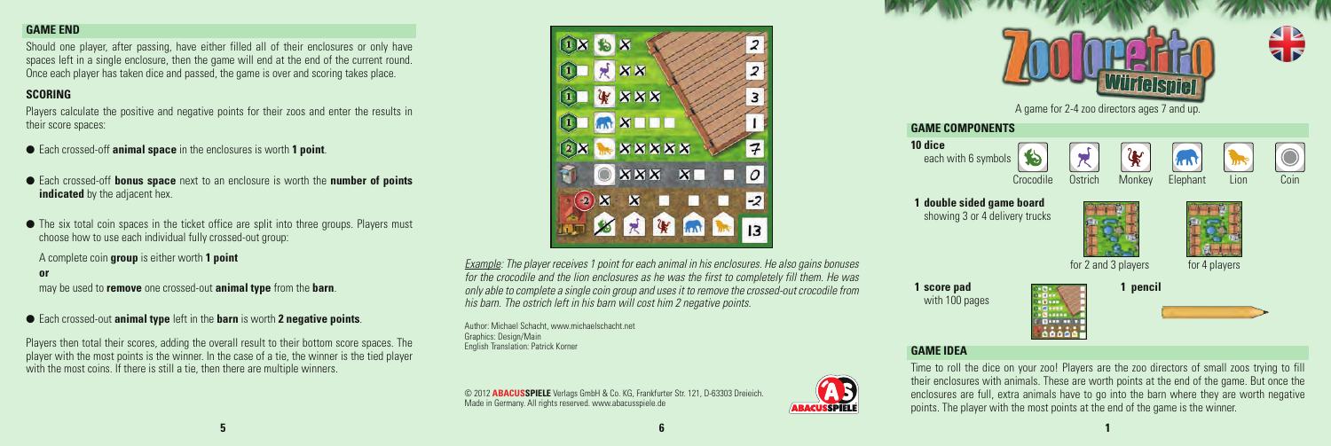## GAME END

Should one player, after passing, have either filled all of their enclosures or only have spaces left in a single enclosure, then the game will end at the end of the current round. Once each player has taken dice and passed, the game is over and scoring takes place.

### SCORING

Players calculate the positive and negative points for their zoos and enter the results in their score spaces:

- Each crossed-off **animal space** in the enclosures is worth **1 point**.
- Each crossed-off **bonus space** next to an enclosure is worth the **number of points indicated** by the adjacent hex.
- The six total coin spaces in the ticket office are split into three groups. Players must choose how to use each individual fully crossed-out group:

  A complete coin **group** is either worth **1 point**

  **or**

  may be used to **remove** one crossed-out **animal type** from the **barn**.

- Each crossed-out **animal type** left in the **barn** is worth **2 negative points**.

Players then total their scores, adding the overall result to their bottom score spaces. The player with the most points is the winner. In the case of a tie, the winner is the tied player with the most coins. If there is still a tie, then there are multiple winners.

*Example: The player receives 1 point for each animal in his enclosures. He also gains bonuses for the crocodile and the lion enclosures as he was the first to completely fill them. He was only able to complete a single coin group and uses it to remove the crossed-out crocodile from his barn. The ostrich left in his barn will cost him 2 negative points.*

Author: Michael Schacht, www.michaelschacht.net
Graphics: Design/Main
English Translation: Patrick Korner

© 2012 **ABACUSSPIELE** Verlags GmbH & Co. KG, Frankfurter Str. 121, D-63303 Dreieich. Made in Germany. All rights reserved. www.abacusspiele.de

# Zooloretto Würfelspiel

A game for 2-4 zoo directors ages 7 and up.

## GAME COMPONENTS

**10 dice**
each with 6 symbols

Crocodile, Ostrich, Monkey, Elephant, Lion, Coin

**1 double sided game board**
showing 3 or 4 delivery trucks

for 2 and 3 players — for 4 players

**1 score pad**
with 100 pages

**1 pencil**

## GAME IDEA

Time to roll the dice on your zoo! Players are the zoo directors of small zoos trying to fill their enclosures with animals. These are worth points at the end of the game. But once the enclosures are full, extra animals have to go into the barn where they are worth negative points. The player with the most points at the end of the game is the winner.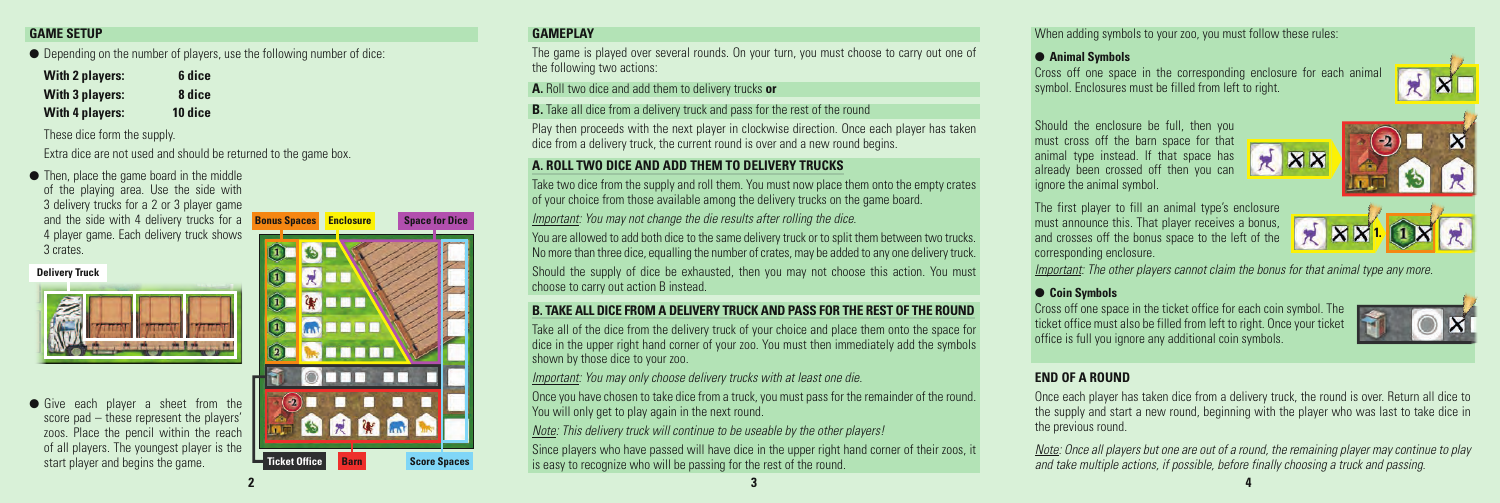## GAME SETUP

- Depending on the number of players, use the following number of dice:

| | |
|---|---|
| **With 2 players:** | **6 dice** |
| **With 3 players:** | **8 dice** |
| **With 4 players:** | **10 dice** |

These dice form the supply.

Extra dice are not used and should be returned to the game box.

- Then, place the game board in the middle of the playing area. Use the side with 3 delivery trucks for a 2 or 3 player game and the side with 4 delivery trucks for a 4 player game. Each delivery truck shows 3 crates.

Delivery Truck

Bonus Spaces
Enclosure
Space for Dice
Ticket Office
Barn
Score Spaces

- Give each player a sheet from the score pad – these represent the players' zoos. Place the pencil within the reach of all players. The youngest player is the start player and begins the game.

## GAMEPLAY

The game is played over several rounds. On your turn, you must choose to carry out one of the following two actions:

**A.** Roll two dice and add them to delivery trucks **or**

**B.** Take all dice from a delivery truck and pass for the rest of the round

Play then proceeds with the next player in clockwise direction. Once each player has taken dice from a delivery truck, the current round is over and a new round begins.

### A. ROLL TWO DICE AND ADD THEM TO DELIVERY TRUCKS

Take two dice from the supply and roll them. You must now place them onto the empty crates of your choice from those available among the delivery trucks on the game board.

*Important: You may not change the die results after rolling the dice.*

You are allowed to add both dice to the same delivery truck or to split them between two trucks. No more than three dice, equalling the number of crates, may be added to any one delivery truck.

Should the supply of dice be exhausted, then you may not choose this action. You must choose to carry out action B instead.

### B. TAKE ALL DICE FROM A DELIVERY TRUCK AND PASS FOR THE REST OF THE ROUND

Take all of the dice from the delivery truck of your choice and place them onto the space for dice in the upper right hand corner of your zoo. You must then immediately add the symbols shown by those dice to your zoo.

*Important: You may only choose delivery trucks with at least one die.*

Once you have chosen to take dice from a truck, you must pass for the remainder of the round. You will only get to play again in the next round.

*Note: This delivery truck will continue to be useable by the other players!*

Since players who have passed will have dice in the upper right hand corner of their zoos, it is easy to recognize who will be passing for the rest of the round.

When adding symbols to your zoo, you must follow these rules:

- **Animal Symbols**

Cross off one space in the corresponding enclosure for each animal symbol. Enclosures must be filled from left to right.

Should the enclosure be full, then you must cross off the barn space for that animal type instead. If that space has already been crossed off then you can ignore the animal symbol.

The first player to fill an animal type's enclosure must announce this. That player receives a bonus, and crosses off the bonus space to the left of the corresponding enclosure.

*Important: The other players cannot claim the bonus for that animal type any more.*

- **Coin Symbols**

Cross off one space in the ticket office for each coin symbol. The ticket office must also be filled from left to right. Once your ticket office is full you ignore any additional coin symbols.

## END OF A ROUND

Once each player has taken dice from a delivery truck, the round is over. Return all dice to the supply and start a new round, beginning with the player who was last to take dice in the previous round.

*Note: Once all players but one are out of a round, the remaining player may continue to play and take multiple actions, if possible, before finally choosing a truck and passing.*